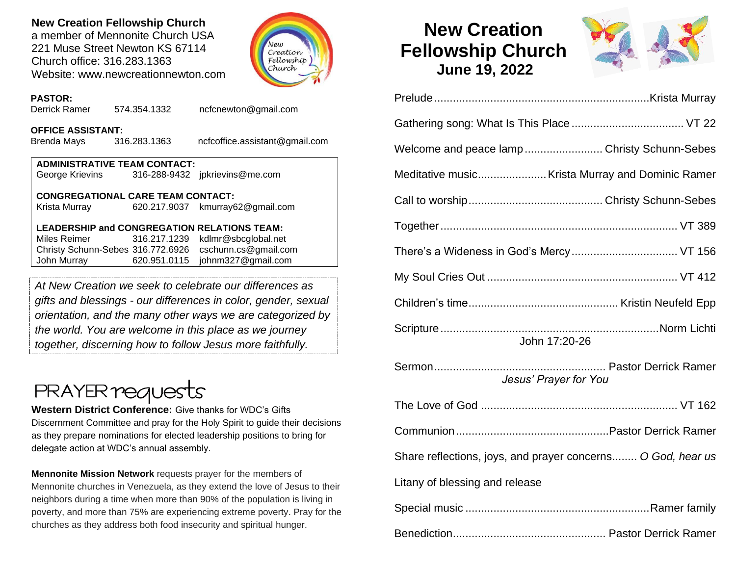**New Creation Fellowship Church**
a member of Mennonite Church USA
221 Muse Street Newton KS 67114
Church office: 316.283.1363
Website: www.newcreationnewton.com

**PASTOR:**
Derrick Ramer 574.354.1332 ncfcnewton@gmail.com

**OFFICE ASSISTANT:**
Brenda Mays 316.283.1363 ncfcoffice.assistant@gmail.com

**ADMINISTRATIVE TEAM CONTACT:**
George Krievins 316-288-9432 jpkrievins@me.com

**CONGREGATIONAL CARE TEAM CONTACT:**
Krista Murray 620.217.9037 kmurray62@gmail.com

**LEADERSHIP and CONGREGATION RELATIONS TEAM:**
Miles Reimer 316.217.1239 kdlmr@sbcglobal.net
Christy Schunn-Sebes 316.772.6926 cschunn.cs@gmail.com
John Murray 620.951.0115 johnm327@gmail.com

*At New Creation we seek to celebrate our differences as gifts and blessings - our differences in color, gender, sexual orientation, and the many other ways we are categorized by the world. You are welcome in this place as we journey together, discerning how to follow Jesus more faithfully.*

# PRAYER requests

**Western District Conference:** Give thanks for WDC's Gifts Discernment Committee and pray for the Holy Spirit to guide their decisions as they prepare nominations for elected leadership positions to bring for delegate action at WDC's annual assembly.

**Mennonite Mission Network** requests prayer for the members of Mennonite churches in Venezuela, as they extend the love of Jesus to their neighbors during a time when more than 90% of the population is living in poverty, and more than 75% are experiencing extreme poverty. Pray for the churches as they address both food insecurity and spiritual hunger.

# New Creation Fellowship Church
## June 19, 2022

Prelude .................... Krista Murray

Gathering song: What Is This Place .................... VT 22

Welcome and peace lamp .................... Christy Schunn-Sebes

Meditative music .................... Krista Murray and Dominic Ramer

Call to worship .................... Christy Schunn-Sebes

Together .................... VT 389

There's a Wideness in God's Mercy .................... VT 156

My Soul Cries Out .................... VT 412

Children's time .................... Kristin Neufeld Epp

Scripture .................... Norm Lichti
John 17:20-26

Sermon .................... Pastor Derrick Ramer
*Jesus' Prayer for You*

The Love of God .................... VT 162

Communion .................... Pastor Derrick Ramer

Share reflections, joys, and prayer concerns........ *O God, hear us*

Litany of blessing and release

Special music .................... Ramer family

Benediction .................... Pastor Derrick Ramer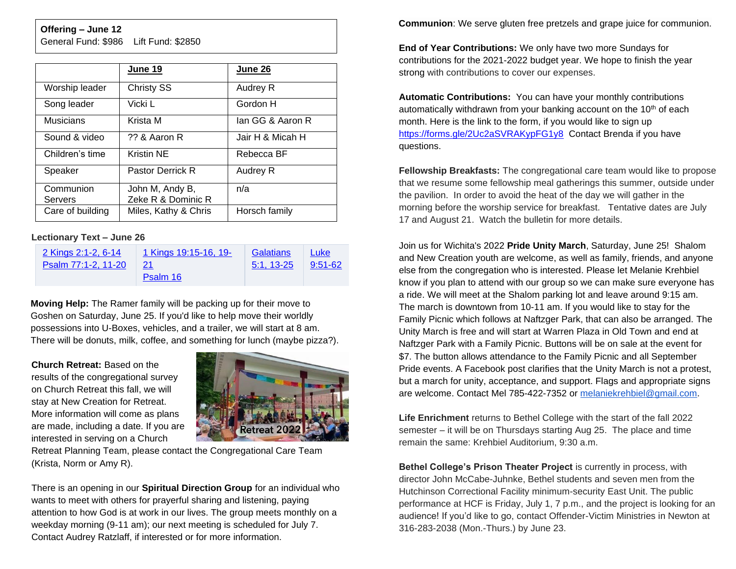**Offering – June 12**
General Fund: $986   Lift Fund: $2850

| | June 19 | June 26 |
|---|---|---|
| Worship leader | Christy SS | Audrey R |
| Song leader | Vicki L | Gordon H |
| Musicians | Krista M | Ian GG & Aaron R |
| Sound & video | ?? & Aaron R | Jair H & Micah H |
| Children's time | Kristin NE | Rebecca BF |
| Speaker | Pastor Derrick R | Audrey R |
| Communion Servers | John M, Andy B, Zeke R & Dominic R | n/a |
| Care of building | Miles, Kathy & Chris | Horsch family |

**Lectionary Text – June 26**

| 2 Kings 2:1-2, 6-14<br>Psalm 77:1-2, 11-20 | 1 Kings 19:15-16, 19-21<br>Psalm 16 | Galatians 5:1, 13-25 | Luke 9:51-62 |
|---|---|---|---|

**Moving Help:** The Ramer family will be packing up for their move to Goshen on Saturday, June 25. If you'd like to help move their worldly possessions into U-Boxes, vehicles, and a trailer, we will start at 8 am. There will be donuts, milk, coffee, and something for lunch (maybe pizza?).

**Church Retreat:** Based on the results of the congregational survey on Church Retreat this fall, we will stay at New Creation for Retreat. More information will come as plans are made, including a date. If you are interested in serving on a Church Retreat Planning Team, please contact the Congregational Care Team (Krista, Norm or Amy R).

There is an opening in our **Spiritual Direction Group** for an individual who wants to meet with others for prayerful sharing and listening, paying attention to how God is at work in our lives. The group meets monthly on a weekday morning (9-11 am); our next meeting is scheduled for July 7. Contact Audrey Ratzlaff, if interested or for more information.

**Communion**: We serve gluten free pretzels and grape juice for communion.

**End of Year Contributions:** We only have two more Sundays for contributions for the 2021-2022 budget year. We hope to finish the year strong with contributions to cover our expenses.

**Automatic Contributions:** You can have your monthly contributions automatically withdrawn from your banking account on the 10th of each month. Here is the link to the form, if you would like to sign up https://forms.gle/2Uc2aSVRAKypFG1y8 Contact Brenda if you have questions.

**Fellowship Breakfasts:** The congregational care team would like to propose that we resume some fellowship meal gatherings this summer, outside under the pavilion. In order to avoid the heat of the day we will gather in the morning before the worship service for breakfast. Tentative dates are July 17 and August 21. Watch the bulletin for more details.

Join us for Wichita's 2022 **Pride Unity March**, Saturday, June 25! Shalom and New Creation youth are welcome, as well as family, friends, and anyone else from the congregation who is interested. Please let Melanie Krehbiel know if you plan to attend with our group so we can make sure everyone has a ride. We will meet at the Shalom parking lot and leave around 9:15 am. The march is downtown from 10-11 am. If you would like to stay for the Family Picnic which follows at Naftzger Park, that can also be arranged. The Unity March is free and will start at Warren Plaza in Old Town and end at Naftzger Park with a Family Picnic. Buttons will be on sale at the event for $7. The button allows attendance to the Family Picnic and all September Pride events. A Facebook post clarifies that the Unity March is not a protest, but a march for unity, acceptance, and support. Flags and appropriate signs are welcome. Contact Mel 785-422-7352 or melaniekrehbiel@gmail.com.

**Life Enrichment** returns to Bethel College with the start of the fall 2022 semester – it will be on Thursdays starting Aug 25. The place and time remain the same: Krehbiel Auditorium, 9:30 a.m.

**Bethel College's Prison Theater Project** is currently in process, with director John McCabe-Juhnke, Bethel students and seven men from the Hutchinson Correctional Facility minimum-security East Unit. The public performance at HCF is Friday, July 1, 7 p.m., and the project is looking for an audience! If you'd like to go, contact Offender-Victim Ministries in Newton at 316-283-2038 (Mon.-Thurs.) by June 23.